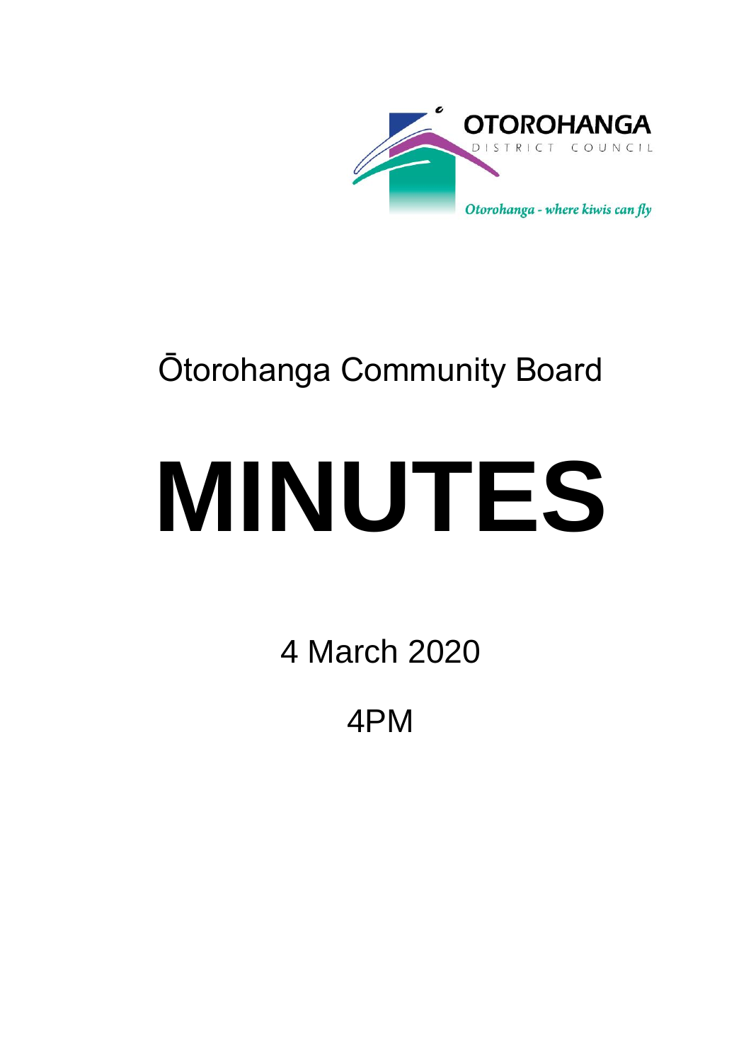OTOROHANGA

DISTRICT COUNCIL

*Otorohanga - where kiwis can fly*

Ōtorohanga Community Board

# MINUTES

4 March 2020

4PM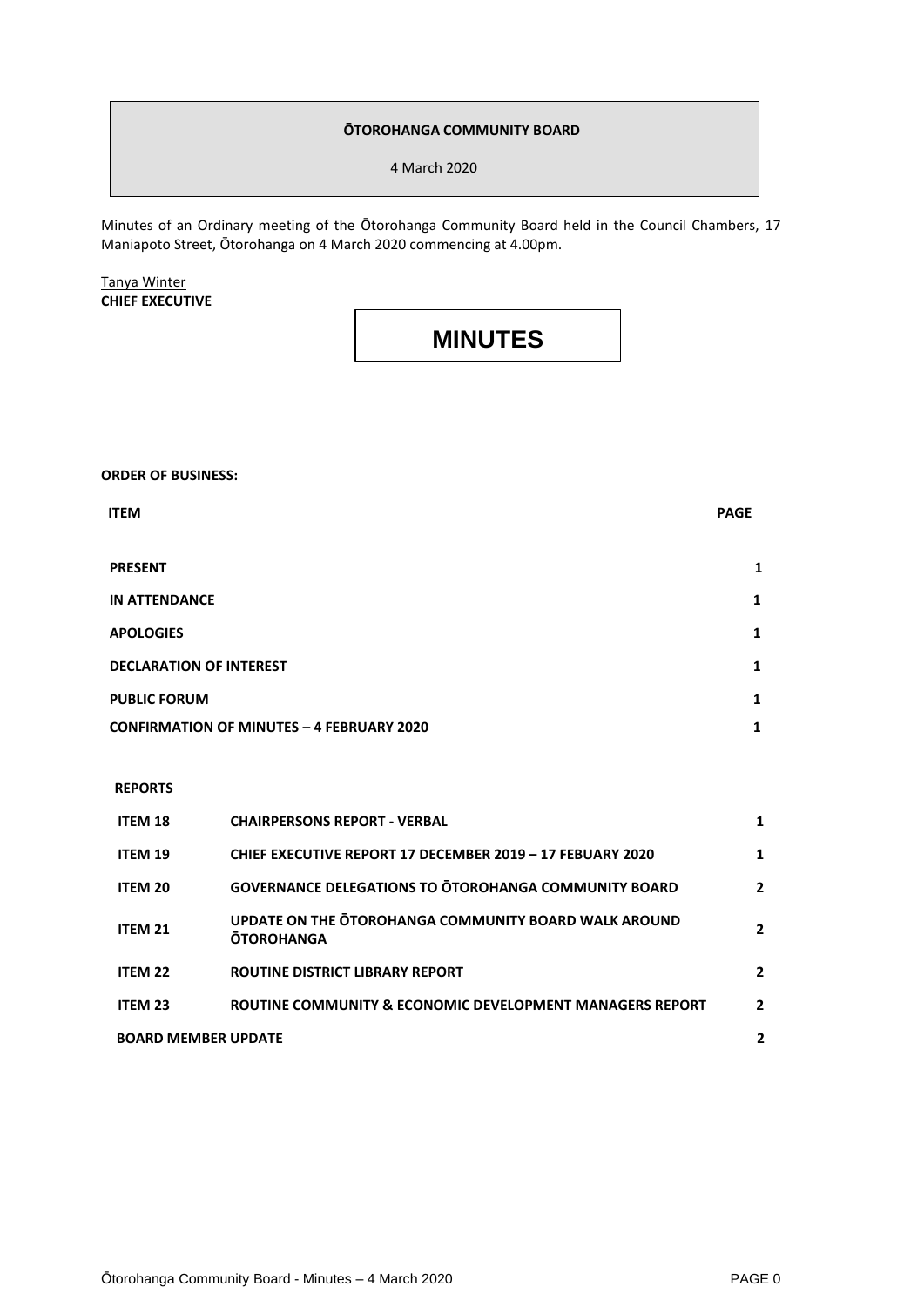**ŌTOROHANGA COMMUNITY BOARD**

4 March 2020

Minutes of an Ordinary meeting of the Ōtorohanga Community Board held in the Council Chambers, 17 Maniapoto Street, Ōtorohanga on 4 March 2020 commencing at 4.00pm.

Tanya Winter
**CHIEF EXECUTIVE**

# MINUTES

**ORDER OF BUSINESS:**

| ITEM | | PAGE |
|---|---|---|
| **PRESENT** | | **1** |
| **IN ATTENDANCE** | | **1** |
| **APOLOGIES** | | **1** |
| **DECLARATION OF INTEREST** | | **1** |
| **PUBLIC FORUM** | | **1** |
| **CONFIRMATION OF MINUTES – 4 FEBRUARY 2020** | | **1** |
| **REPORTS** | | |
| **ITEM 18** | **CHAIRPERSONS REPORT - VERBAL** | **1** |
| **ITEM 19** | **CHIEF EXECUTIVE REPORT 17 DECEMBER 2019 – 17 FEBUARY 2020** | **1** |
| **ITEM 20** | **GOVERNANCE DELEGATIONS TO ŌTOROHANGA COMMUNITY BOARD** | **2** |
| **ITEM 21** | **UPDATE ON THE ŌTOROHANGA COMMUNITY BOARD WALK AROUND ŌTOROHANGA** | **2** |
| **ITEM 22** | **ROUTINE DISTRICT LIBRARY REPORT** | **2** |
| **ITEM 23** | **ROUTINE COMMUNITY & ECONOMIC DEVELOPMENT MANAGERS REPORT** | **2** |
| **BOARD MEMBER UPDATE** | | **2** |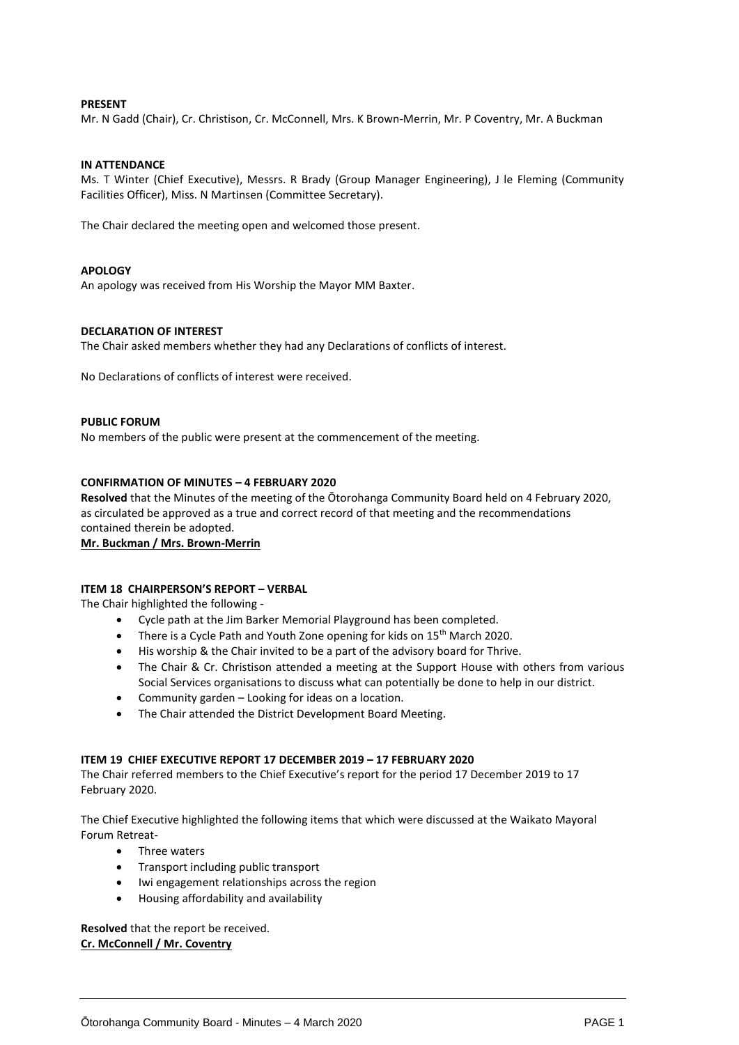**PRESENT**

Mr. N Gadd (Chair), Cr. Christison, Cr. McConnell, Mrs. K Brown-Merrin, Mr. P Coventry, Mr. A Buckman

**IN ATTENDANCE**

Ms. T Winter (Chief Executive), Messrs. R Brady (Group Manager Engineering), J le Fleming (Community Facilities Officer), Miss. N Martinsen (Committee Secretary).

The Chair declared the meeting open and welcomed those present.

**APOLOGY**

An apology was received from His Worship the Mayor MM Baxter.

**DECLARATION OF INTEREST**

The Chair asked members whether they had any Declarations of conflicts of interest.

No Declarations of conflicts of interest were received.

**PUBLIC FORUM**

No members of the public were present at the commencement of the meeting.

**CONFIRMATION OF MINUTES – 4 FEBRUARY 2020**

**Resolved** that the Minutes of the meeting of the Ōtorohanga Community Board held on 4 February 2020, as circulated be approved as a true and correct record of that meeting and the recommendations contained therein be adopted.

**Mr. Buckman / Mrs. Brown-Merrin**

**ITEM 18 CHAIRPERSON'S REPORT – VERBAL**

The Chair highlighted the following -

- Cycle path at the Jim Barker Memorial Playground has been completed.
- There is a Cycle Path and Youth Zone opening for kids on 15th March 2020.
- His worship & the Chair invited to be a part of the advisory board for Thrive.
- The Chair & Cr. Christison attended a meeting at the Support House with others from various Social Services organisations to discuss what can potentially be done to help in our district.
- Community garden – Looking for ideas on a location.
- The Chair attended the District Development Board Meeting.

**ITEM 19 CHIEF EXECUTIVE REPORT 17 DECEMBER 2019 – 17 FEBRUARY 2020**

The Chair referred members to the Chief Executive's report for the period 17 December 2019 to 17 February 2020.

The Chief Executive highlighted the following items that which were discussed at the Waikato Mayoral Forum Retreat-

- Three waters
- Transport including public transport
- Iwi engagement relationships across the region
- Housing affordability and availability

**Resolved** that the report be received.

**Cr. McConnell / Mr. Coventry**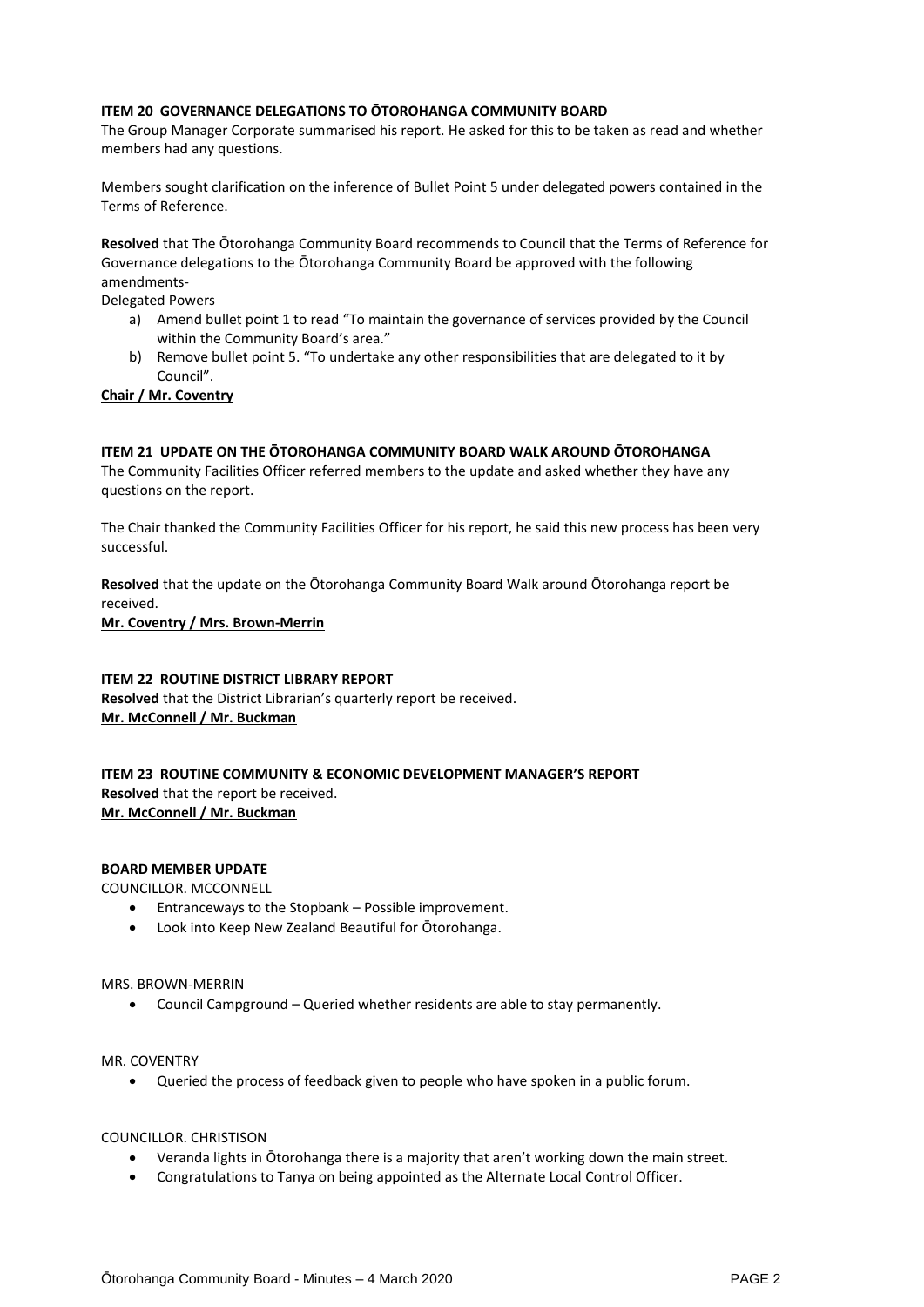**ITEM 20 GOVERNANCE DELEGATIONS TO ŌTOROHANGA COMMUNITY BOARD**

The Group Manager Corporate summarised his report. He asked for this to be taken as read and whether members had any questions.

Members sought clarification on the inference of Bullet Point 5 under delegated powers contained in the Terms of Reference.

**Resolved** that The Ōtorohanga Community Board recommends to Council that the Terms of Reference for Governance delegations to the Ōtorohanga Community Board be approved with the following amendments-

Delegated Powers

a) Amend bullet point 1 to read "To maintain the governance of services provided by the Council within the Community Board's area."
b) Remove bullet point 5. "To undertake any other responsibilities that are delegated to it by Council".

**Chair / Mr. Coventry**

**ITEM 21 UPDATE ON THE ŌTOROHANGA COMMUNITY BOARD WALK AROUND ŌTOROHANGA**

The Community Facilities Officer referred members to the update and asked whether they have any questions on the report.

The Chair thanked the Community Facilities Officer for his report, he said this new process has been very successful.

**Resolved** that the update on the Ōtorohanga Community Board Walk around Ōtorohanga report be received.

**Mr. Coventry / Mrs. Brown-Merrin**

**ITEM 22 ROUTINE DISTRICT LIBRARY REPORT**

**Resolved** that the District Librarian's quarterly report be received.

**Mr. McConnell / Mr. Buckman**

**ITEM 23 ROUTINE COMMUNITY & ECONOMIC DEVELOPMENT MANAGER'S REPORT**

**Resolved** that the report be received.

**Mr. McConnell / Mr. Buckman**

**BOARD MEMBER UPDATE**

COUNCILLOR. MCCONNELL

- Entranceways to the Stopbank – Possible improvement.
- Look into Keep New Zealand Beautiful for Ōtorohanga.

MRS. BROWN-MERRIN

- Council Campground – Queried whether residents are able to stay permanently.

MR. COVENTRY

- Queried the process of feedback given to people who have spoken in a public forum.

COUNCILLOR. CHRISTISON

- Veranda lights in Ōtorohanga there is a majority that aren't working down the main street.
- Congratulations to Tanya on being appointed as the Alternate Local Control Officer.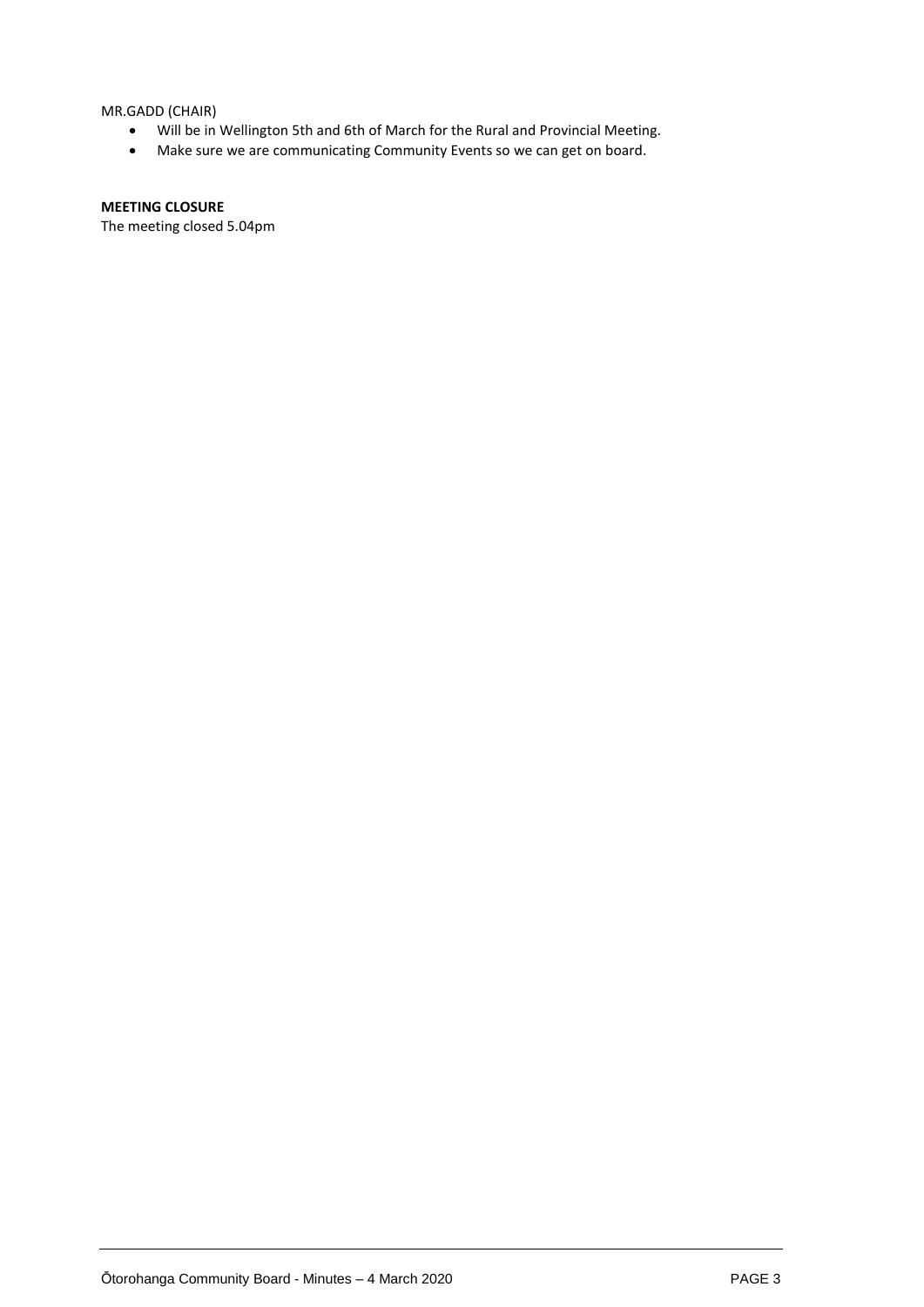MR.GADD (CHAIR)

- Will be in Wellington 5th and 6th of March for the Rural and Provincial Meeting.
- Make sure we are communicating Community Events so we can get on board.

**MEETING CLOSURE**

The meeting closed 5.04pm